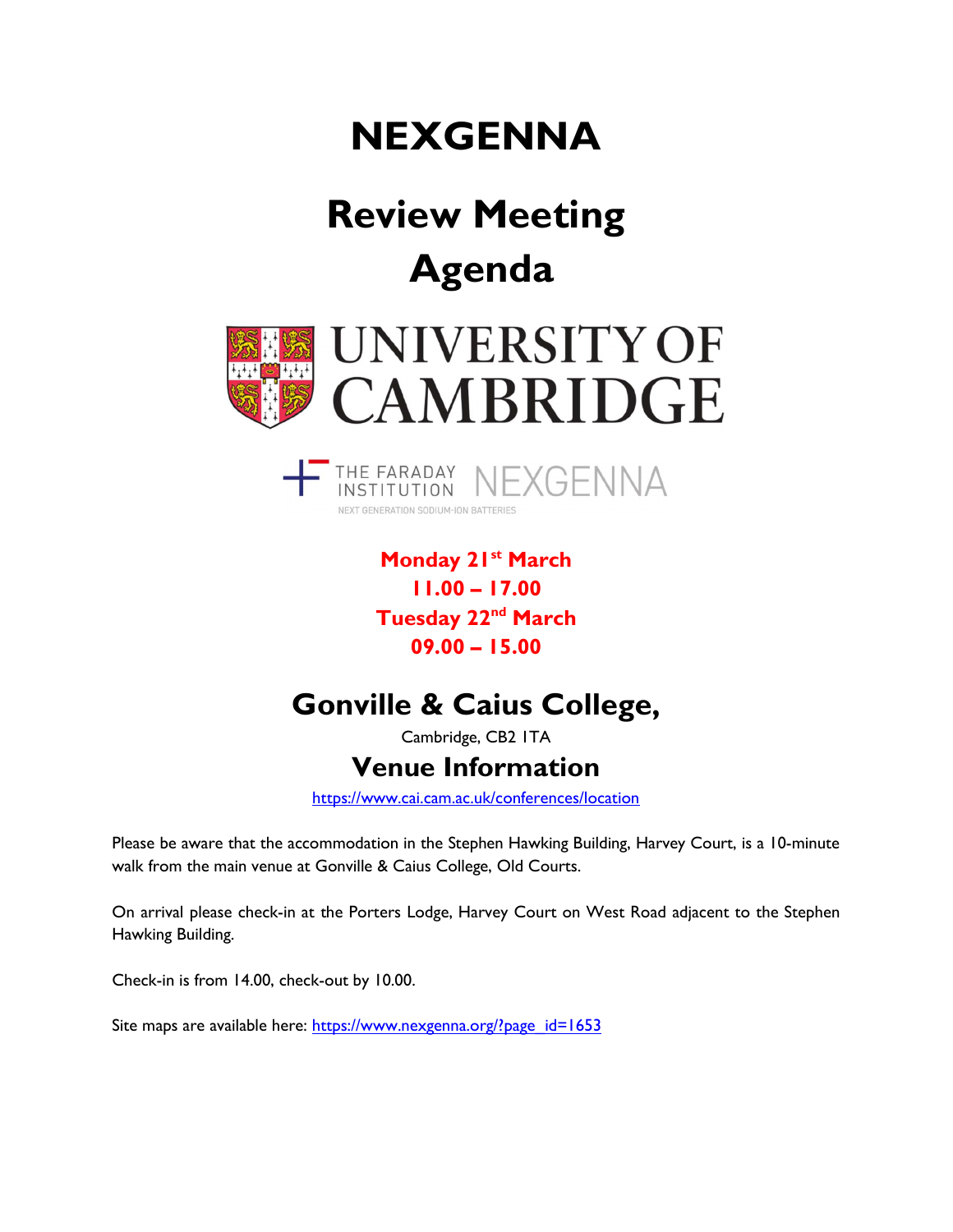# NEXGENNA

## Review Meeting Agenda

UNIVERSITY OF CAMBRIDGE

THE FARADAY INSTITUTION NEXGENNA

NEXT GENERATION SODIUM-ION BATTERIES

**Monday 21st March**
**11.00 – 17.00**
**Tuesday 22nd March**
**09.00 – 15.00**

## Gonville & Caius College,

Cambridge, CB2 1TA

## Venue Information

https://www.cai.cam.ac.uk/conferences/location

Please be aware that the accommodation in the Stephen Hawking Building, Harvey Court, is a 10-minute walk from the main venue at Gonville & Caius College, Old Courts.

On arrival please check-in at the Porters Lodge, Harvey Court on West Road adjacent to the Stephen Hawking Building.

Check-in is from 14.00, check-out by 10.00.

Site maps are available here: https://www.nexgenna.org/?page_id=1653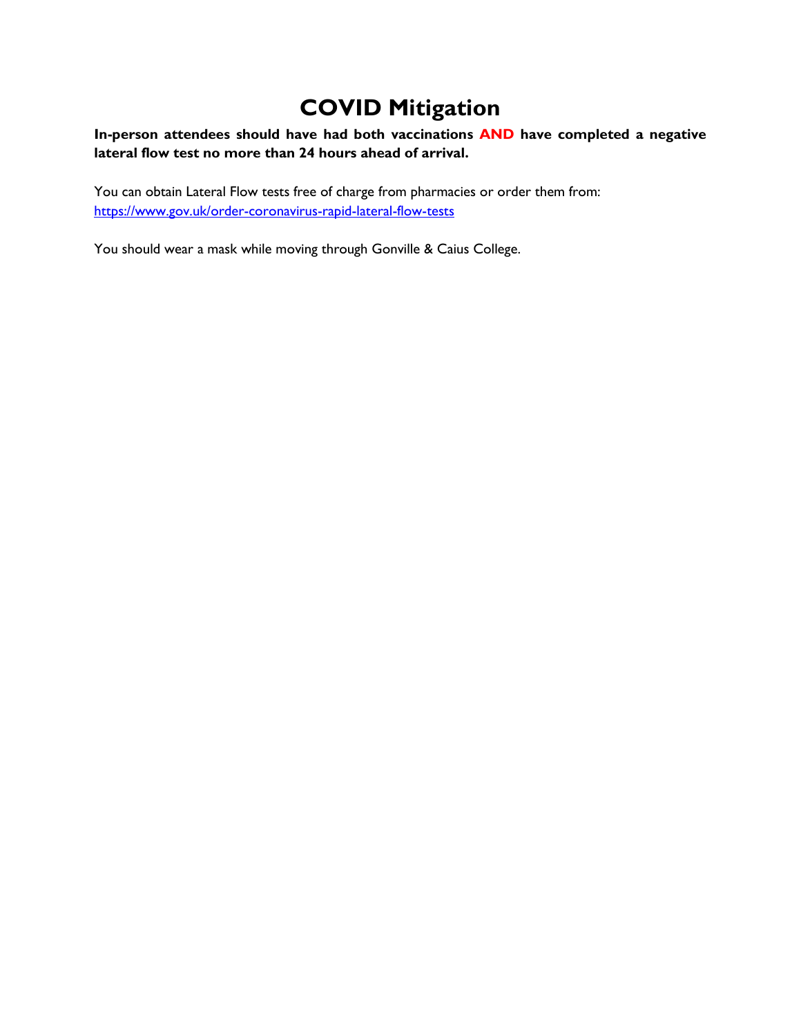# COVID Mitigation

**In-person attendees should have had both vaccinations AND have completed a negative lateral flow test no more than 24 hours ahead of arrival.**

You can obtain Lateral Flow tests free of charge from pharmacies or order them from:
[https://www.gov.uk/order-coronavirus-rapid-lateral-flow-tests](https://www.gov.uk/order-coronavirus-rapid-lateral-flow-tests)

You should wear a mask while moving through Gonville & Caius College.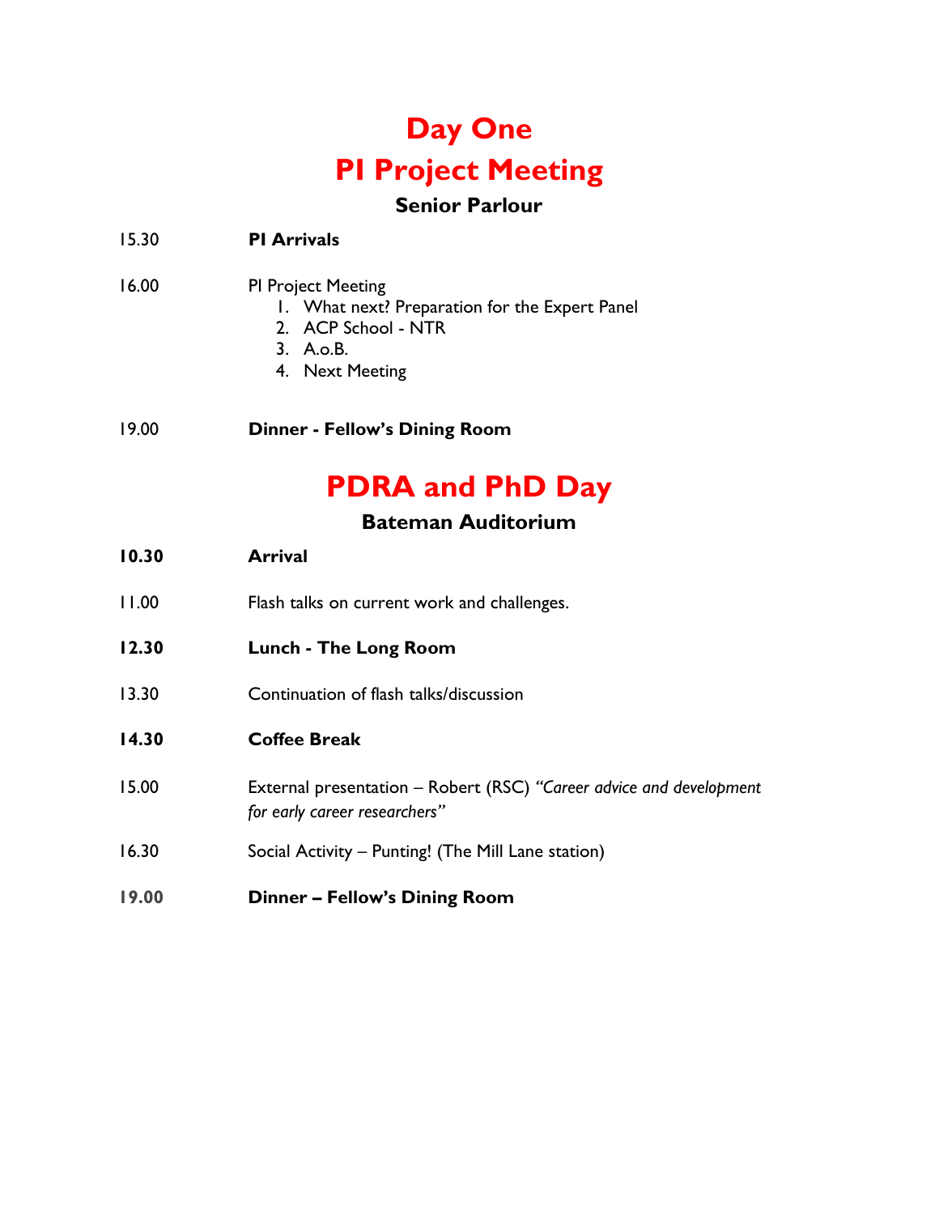# Day One

# PI Project Meeting

### Senior Parlour

15.30 **PI Arrivals**

16.00 PI Project Meeting

1. What next? Preparation for the Expert Panel
2. ACP School - NTR
3. A.o.B.
4. Next Meeting

19.00 **Dinner - Fellow's Dining Room**

# PDRA and PhD Day

### Bateman Auditorium

**10.30** **Arrival**

11.00 Flash talks on current work and challenges.

**12.30** **Lunch - The Long Room**

13.30 Continuation of flash talks/discussion

**14.30** **Coffee Break**

15.00 External presentation – Robert (RSC) *"Career advice and development for early career researchers"*

16.30 Social Activity – Punting! (The Mill Lane station)

**19.00** **Dinner – Fellow's Dining Room**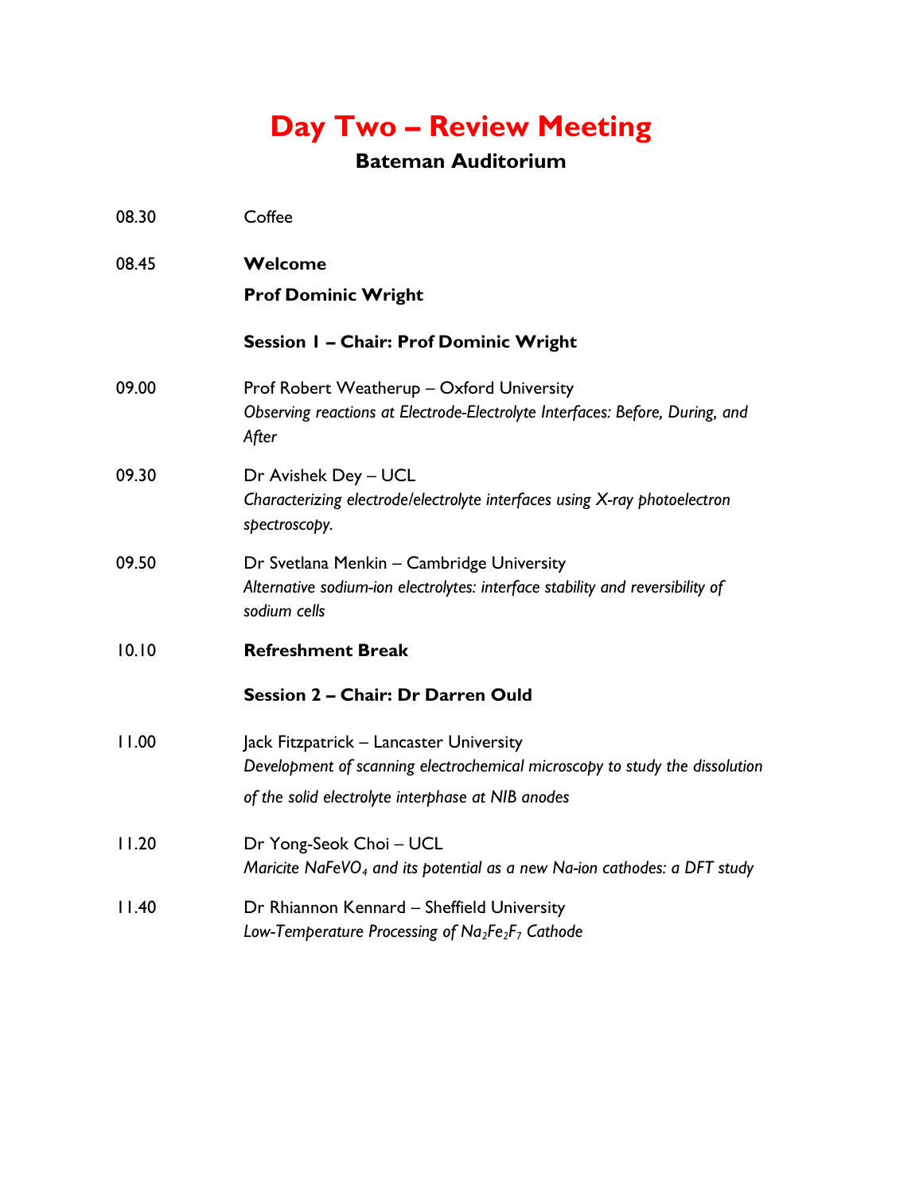# Day Two – Review Meeting

## Bateman Auditorium

08.30 Coffee

08.45 **Welcome**

**Prof Dominic Wright**

**Session 1 – Chair: Prof Dominic Wright**

09.00 Prof Robert Weatherup – Oxford University
*Observing reactions at Electrode-Electrolyte Interfaces: Before, During, and After*

09.30 Dr Avishek Dey – UCL
*Characterizing electrode/electrolyte interfaces using X-ray photoelectron spectroscopy.*

09.50 Dr Svetlana Menkin – Cambridge University
*Alternative sodium-ion electrolytes: interface stability and reversibility of sodium cells*

10.10 **Refreshment Break**

**Session 2 – Chair: Dr Darren Ould**

11.00 Jack Fitzpatrick – Lancaster University
*Development of scanning electrochemical microscopy to study the dissolution of the solid electrolyte interphase at NIB anodes*

11.20 Dr Yong-Seok Choi – UCL
*Maricite $NaFeVO_4$ and its potential as a new Na-ion cathodes: a DFT study*

11.40 Dr Rhiannon Kennard – Sheffield University
*Low-Temperature Processing of $Na_2Fe_2F_7$ Cathode*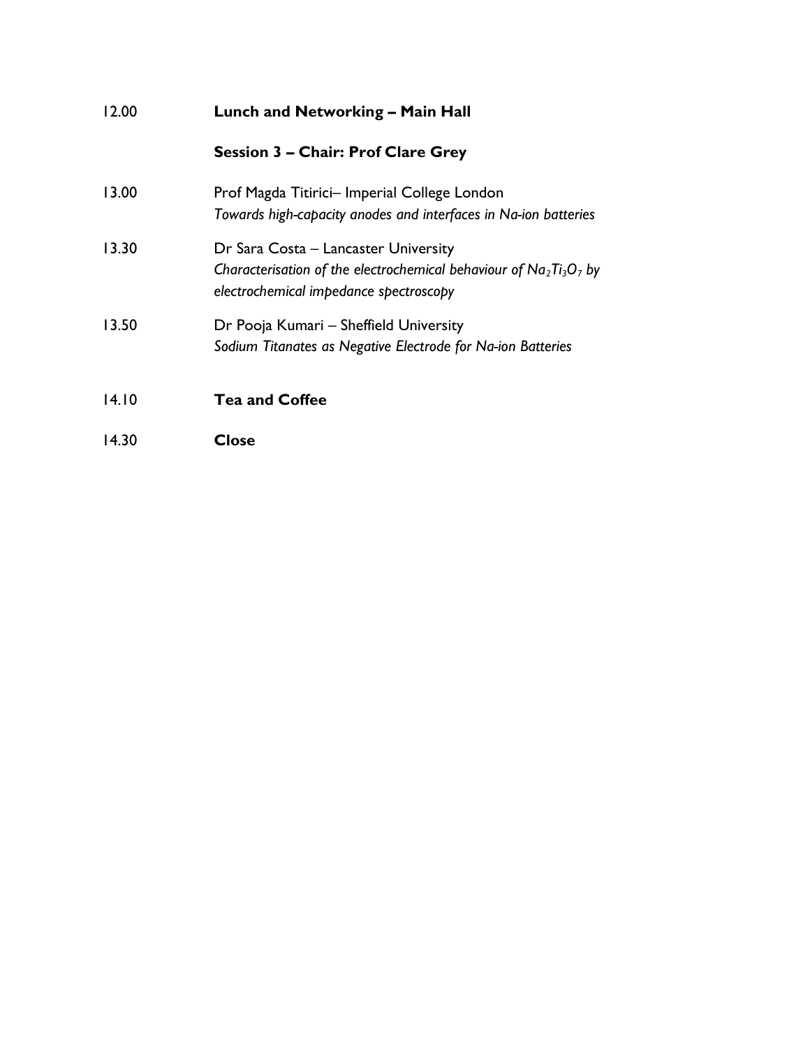12.00 **Lunch and Networking – Main Hall**

**Session 3 – Chair: Prof Clare Grey**

13.00 Prof Magda Titirici– Imperial College London
*Towards high-capacity anodes and interfaces in Na-ion batteries*

13.30 Dr Sara Costa – Lancaster University
*Characterisation of the electrochemical behaviour of $Na_2Ti_3O_7$ by electrochemical impedance spectroscopy*

13.50 Dr Pooja Kumari – Sheffield University
*Sodium Titanates as Negative Electrode for Na-ion Batteries*

14.10 **Tea and Coffee**

14.30 **Close**